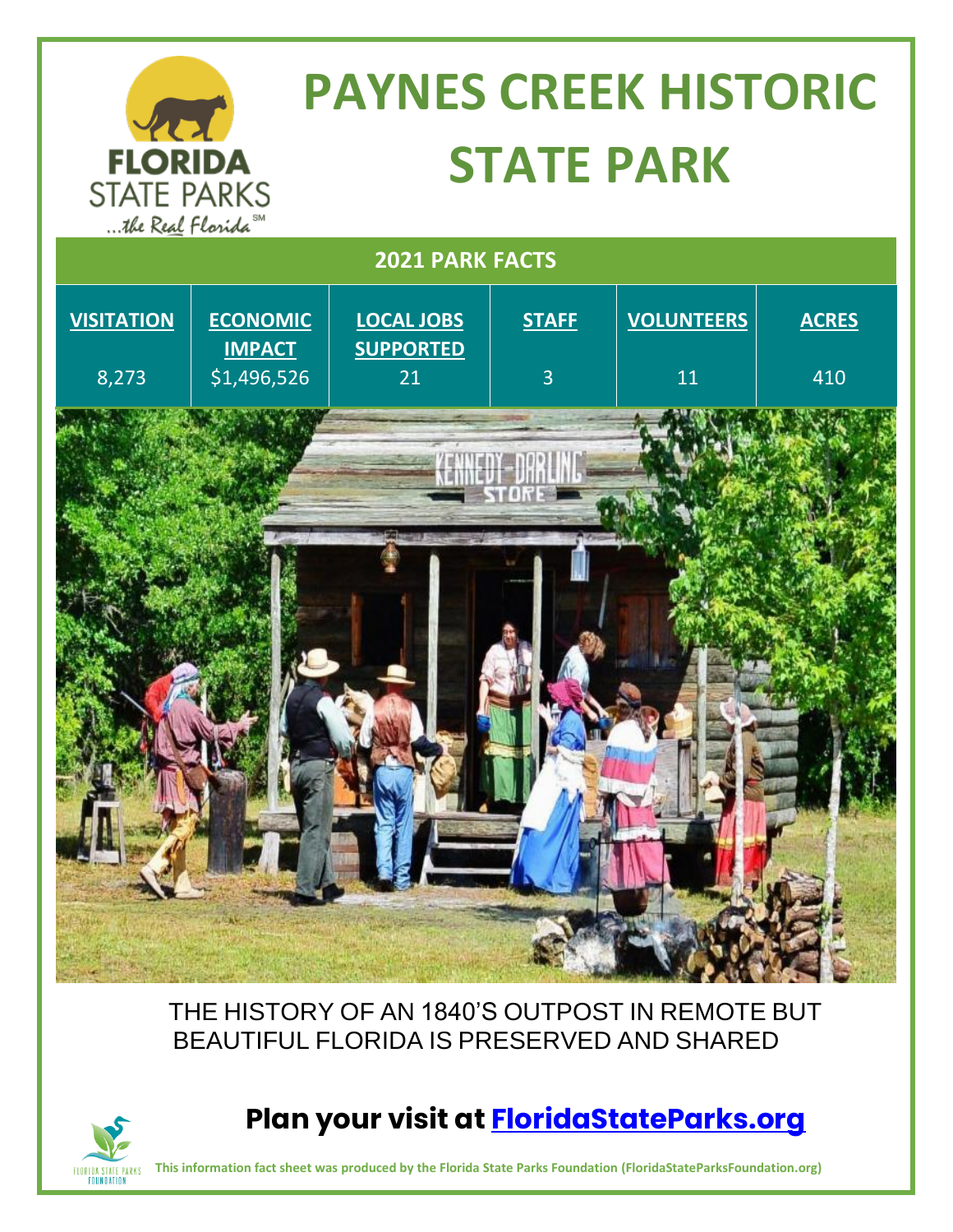# PAYNES CREEK HISTORIC STATE PARK

## 2021 PARK FACTS

| VISITATION | ECONOMIC IMPACT | LOCAL JOBS SUPPORTED | STAFF | VOLUNTEERS | ACRES |
|---|---|---|---|---|---|
| 8,273 | $1,496,526 | 21 | 3 | 11 | 410 |

THE HISTORY OF AN 1840'S OUTPOST IN REMOTE BUT BEAUTIFUL FLORIDA IS PRESERVED AND SHARED

**Plan your visit at [FloridaStateParks.org](FloridaStateParks.org)**

**This information fact sheet was produced by the Florida State Parks Foundation (FloridaStateParksFoundation.org)**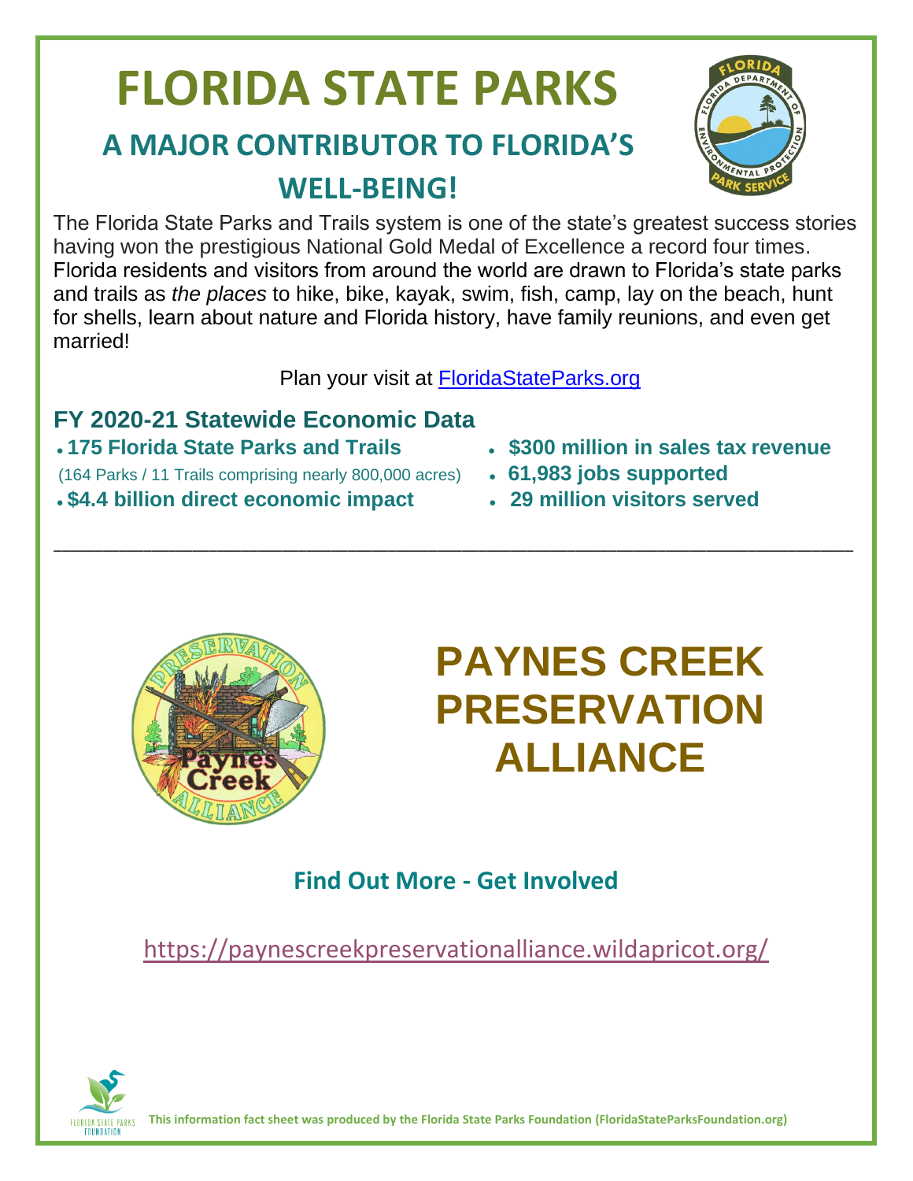# FLORIDA STATE PARKS

## A MAJOR CONTRIBUTOR TO FLORIDA'S WELL-BEING!

The Florida State Parks and Trails system is one of the state's greatest success stories having won the prestigious National Gold Medal of Excellence a record four times. Florida residents and visitors from around the world are drawn to Florida's state parks and trails as *the places* to hike, bike, kayak, swim, fish, camp, lay on the beach, hunt for shells, learn about nature and Florida history, have family reunions, and even get married!

Plan your visit at [FloridaStateParks.org](FloridaStateParks.org)

### FY 2020-21 Statewide Economic Data

- **175 Florida State Parks and Trails**
  (164 Parks / 11 Trails comprising nearly 800,000 acres)
- **$4.4 billion direct economic impact**
- **$300 million in sales tax revenue**
- **61,983 jobs supported**
- **29 million visitors served**

---

# PAYNES CREEK PRESERVATION ALLIANCE

### Find Out More - Get Involved

https://paynescreekpreservationalliance.wildapricot.org/

**This information fact sheet was produced by the Florida State Parks Foundation (FloridaStateParksFoundation.org)**